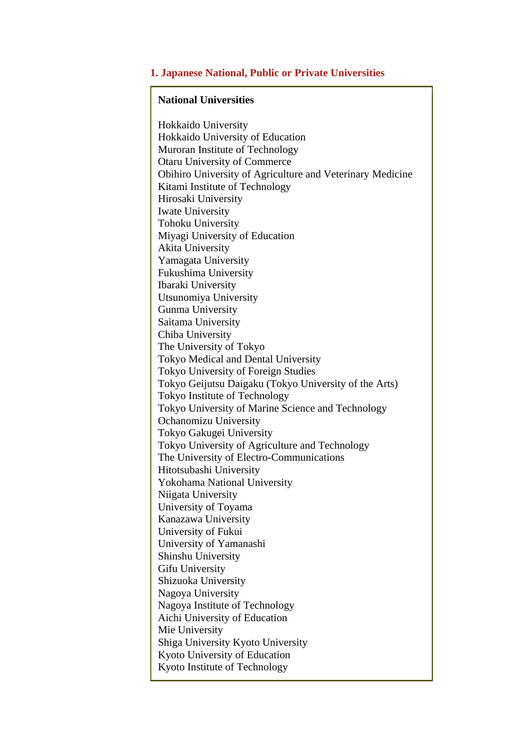## 1. Japanese National, Public or Private Universities

**National Universities**

Hokkaido University
Hokkaido University of Education
Muroran Institute of Technology
Otaru University of Commerce
Obihiro University of Agriculture and Veterinary Medicine
Kitami Institute of Technology
Hirosaki University
Iwate University
Tohoku University
Miyagi University of Education
Akita University
Yamagata University
Fukushima University
Ibaraki University
Utsunomiya University
Gunma University
Saitama University
Chiba University
The University of Tokyo
Tokyo Medical and Dental University
Tokyo University of Foreign Studies
Tokyo Geijutsu Daigaku (Tokyo University of the Arts)
Tokyo Institute of Technology
Tokyo University of Marine Science and Technology
Ochanomizu University
Tokyo Gakugei University
Tokyo University of Agriculture and Technology
The University of Electro-Communications
Hitotsubashi University
Yokohama National University
Niigata University
University of Toyama
Kanazawa University
University of Fukui
University of Yamanashi
Shinshu University
Gifu University
Shizuoka University
Nagoya University
Nagoya Institute of Technology
Aichi University of Education
Mie University
Shiga University Kyoto University
Kyoto University of Education
Kyoto Institute of Technology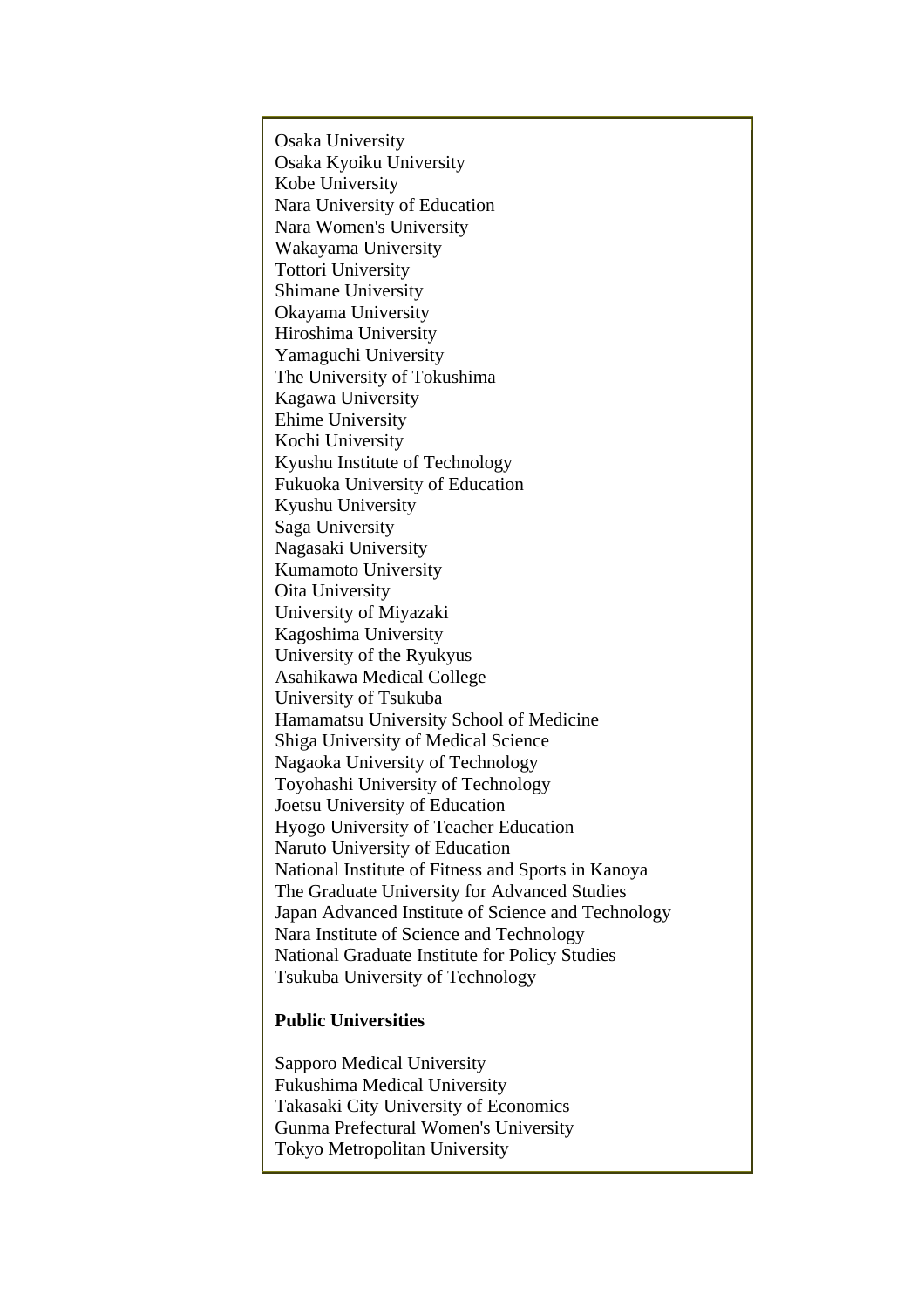Osaka University
Osaka Kyoiku University
Kobe University
Nara University of Education
Nara Women's University
Wakayama University
Tottori University
Shimane University
Okayama University
Hiroshima University
Yamaguchi University
The University of Tokushima
Kagawa University
Ehime University
Kochi University
Kyushu Institute of Technology
Fukuoka University of Education
Kyushu University
Saga University
Nagasaki University
Kumamoto University
Oita University
University of Miyazaki
Kagoshima University
University of the Ryukyus
Asahikawa Medical College
University of Tsukuba
Hamamatsu University School of Medicine
Shiga University of Medical Science
Nagaoka University of Technology
Toyohashi University of Technology
Joetsu University of Education
Hyogo University of Teacher Education
Naruto University of Education
National Institute of Fitness and Sports in Kanoya
The Graduate University for Advanced Studies
Japan Advanced Institute of Science and Technology
Nara Institute of Science and Technology
National Graduate Institute for Policy Studies
Tsukuba University of Technology

**Public Universities**

Sapporo Medical University
Fukushima Medical University
Takasaki City University of Economics
Gunma Prefectural Women's University
Tokyo Metropolitan University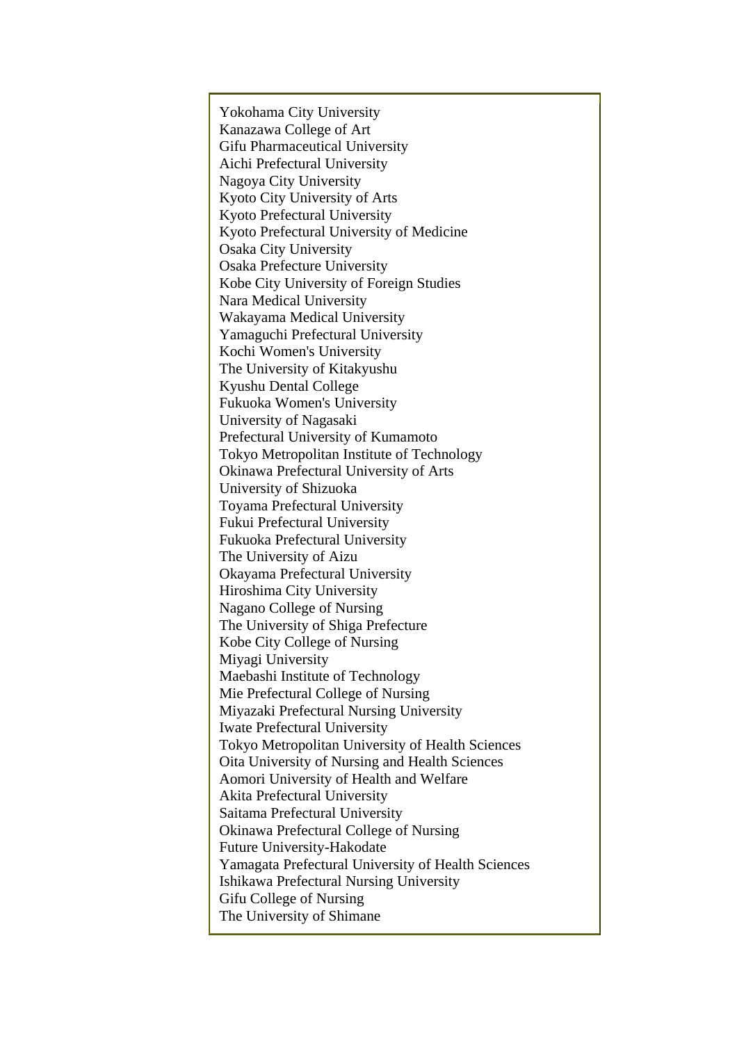Yokohama City University
Kanazawa College of Art
Gifu Pharmaceutical University
Aichi Prefectural University
Nagoya City University
Kyoto City University of Arts
Kyoto Prefectural University
Kyoto Prefectural University of Medicine
Osaka City University
Osaka Prefecture University
Kobe City University of Foreign Studies
Nara Medical University
Wakayama Medical University
Yamaguchi Prefectural University
Kochi Women's University
The University of Kitakyushu
Kyushu Dental College
Fukuoka Women's University
University of Nagasaki
Prefectural University of Kumamoto
Tokyo Metropolitan Institute of Technology
Okinawa Prefectural University of Arts
University of Shizuoka
Toyama Prefectural University
Fukui Prefectural University
Fukuoka Prefectural University
The University of Aizu
Okayama Prefectural University
Hiroshima City University
Nagano College of Nursing
The University of Shiga Prefecture
Kobe City College of Nursing
Miyagi University
Maebashi Institute of Technology
Mie Prefectural College of Nursing
Miyazaki Prefectural Nursing University
Iwate Prefectural University
Tokyo Metropolitan University of Health Sciences
Oita University of Nursing and Health Sciences
Aomori University of Health and Welfare
Akita Prefectural University
Saitama Prefectural University
Okinawa Prefectural College of Nursing
Future University-Hakodate
Yamagata Prefectural University of Health Sciences
Ishikawa Prefectural Nursing University
Gifu College of Nursing
The University of Shimane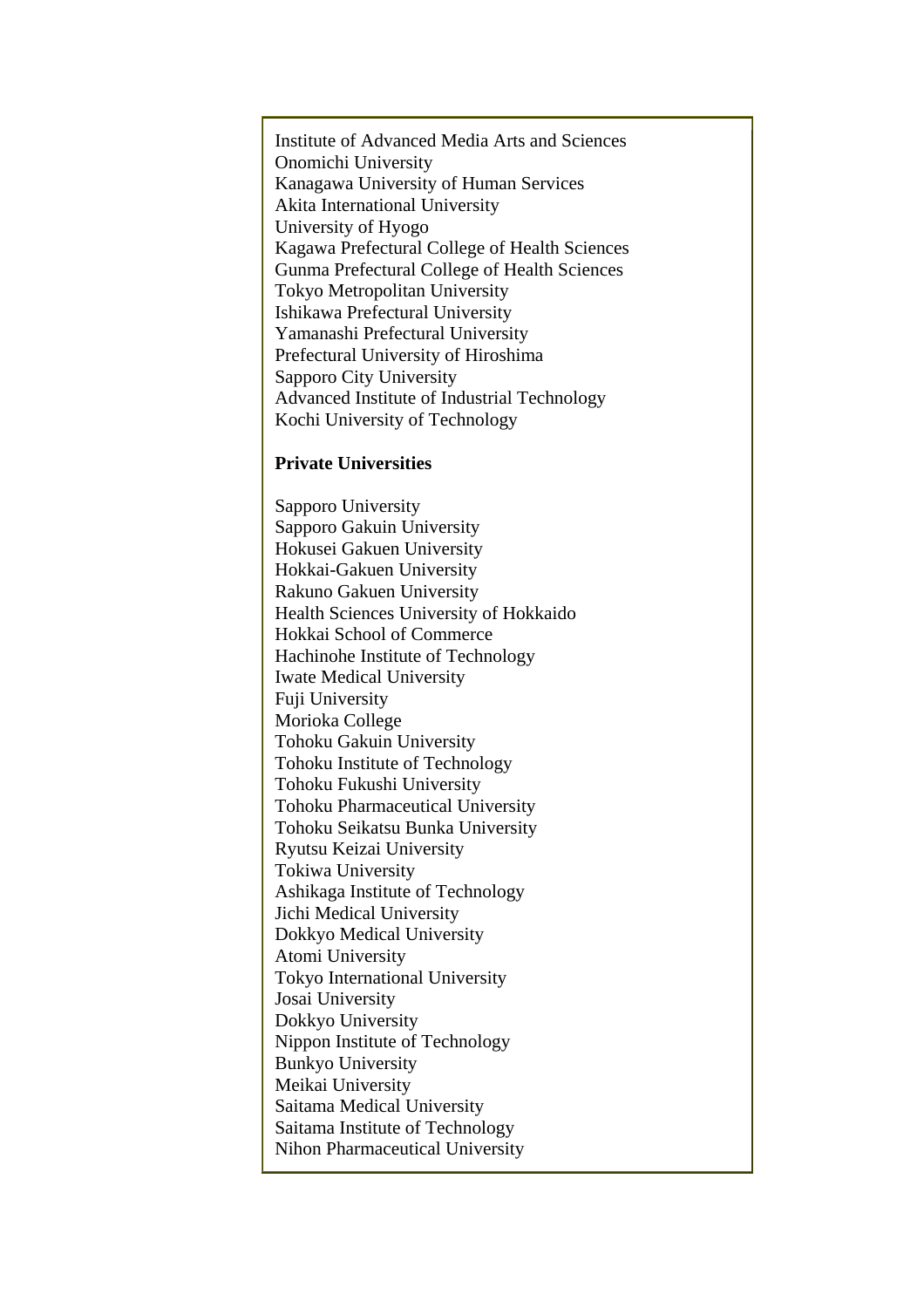Institute of Advanced Media Arts and Sciences
Onomichi University
Kanagawa University of Human Services
Akita International University
University of Hyogo
Kagawa Prefectural College of Health Sciences
Gunma Prefectural College of Health Sciences
Tokyo Metropolitan University
Ishikawa Prefectural University
Yamanashi Prefectural University
Prefectural University of Hiroshima
Sapporo City University
Advanced Institute of Industrial Technology
Kochi University of Technology

**Private Universities**

Sapporo University
Sapporo Gakuin University
Hokusei Gakuen University
Hokkai-Gakuen University
Rakuno Gakuen University
Health Sciences University of Hokkaido
Hokkai School of Commerce
Hachinohe Institute of Technology
Iwate Medical University
Fuji University
Morioka College
Tohoku Gakuin University
Tohoku Institute of Technology
Tohoku Fukushi University
Tohoku Pharmaceutical University
Tohoku Seikatsu Bunka University
Ryutsu Keizai University
Tokiwa University
Ashikaga Institute of Technology
Jichi Medical University
Dokkyo Medical University
Atomi University
Tokyo International University
Josai University
Dokkyo University
Nippon Institute of Technology
Bunkyo University
Meikai University
Saitama Medical University
Saitama Institute of Technology
Nihon Pharmaceutical University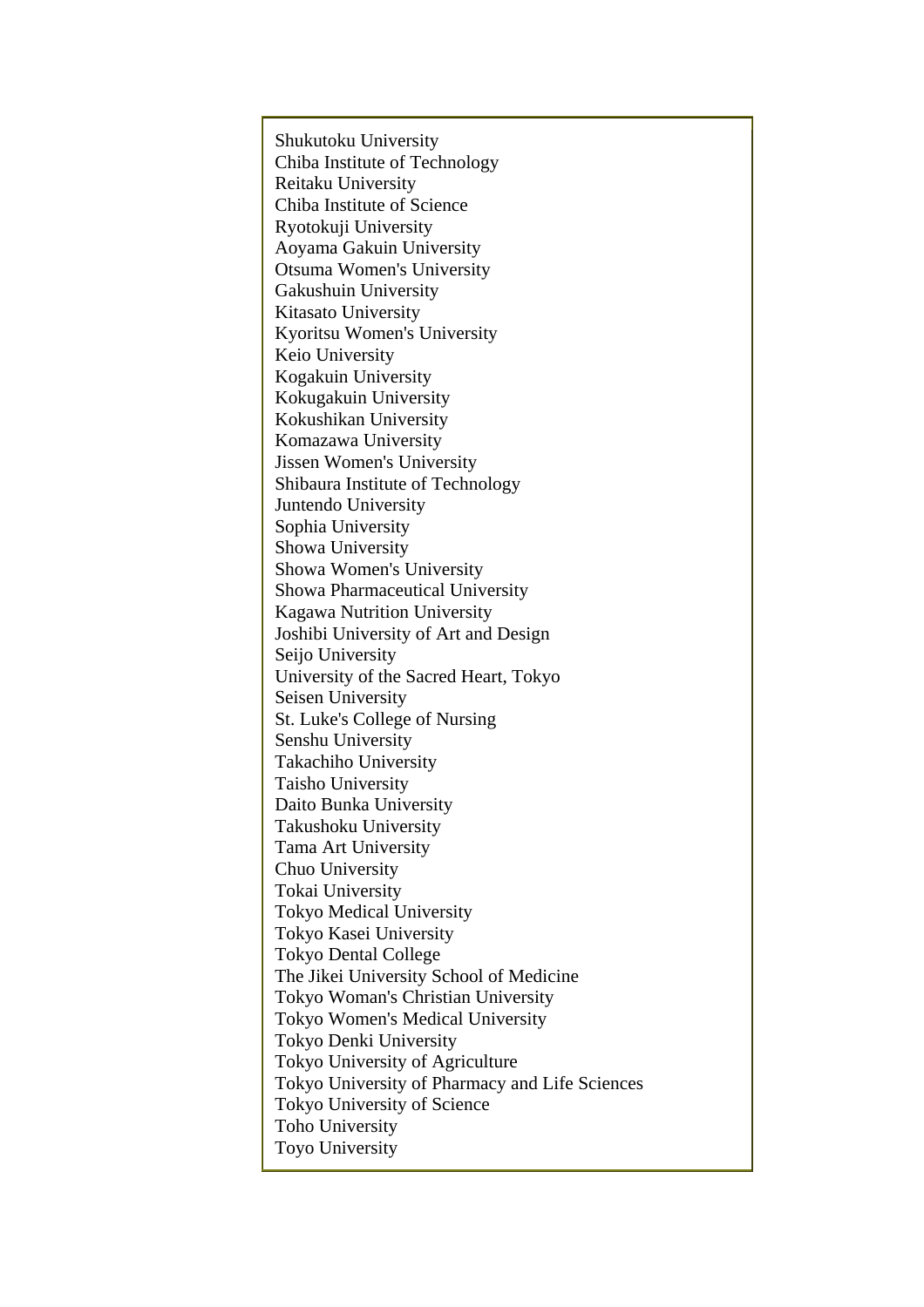Shukutoku University
Chiba Institute of Technology
Reitaku University
Chiba Institute of Science
Ryotokuji University
Aoyama Gakuin University
Otsuma Women's University
Gakushuin University
Kitasato University
Kyoritsu Women's University
Keio University
Kogakuin University
Kokugakuin University
Kokushikan University
Komazawa University
Jissen Women's University
Shibaura Institute of Technology
Juntendo University
Sophia University
Showa University
Showa Women's University
Showa Pharmaceutical University
Kagawa Nutrition University
Joshibi University of Art and Design
Seijo University
University of the Sacred Heart, Tokyo
Seisen University
St. Luke's College of Nursing
Senshu University
Takachiho University
Taisho University
Daito Bunka University
Takushoku University
Tama Art University
Chuo University
Tokai University
Tokyo Medical University
Tokyo Kasei University
Tokyo Dental College
The Jikei University School of Medicine
Tokyo Woman's Christian University
Tokyo Women's Medical University
Tokyo Denki University
Tokyo University of Agriculture
Tokyo University of Pharmacy and Life Sciences
Tokyo University of Science
Toho University
Toyo University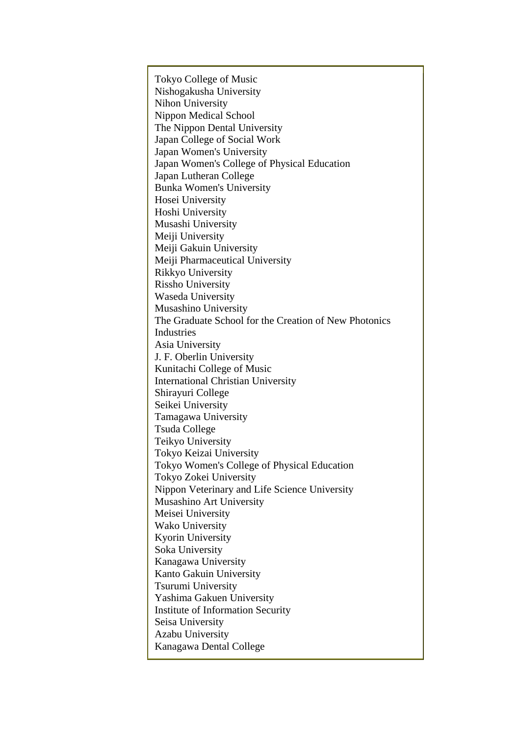Tokyo College of Music
Nishogakusha University
Nihon University
Nippon Medical School
The Nippon Dental University
Japan College of Social Work
Japan Women's University
Japan Women's College of Physical Education
Japan Lutheran College
Bunka Women's University
Hosei University
Hoshi University
Musashi University
Meiji University
Meiji Gakuin University
Meiji Pharmaceutical University
Rikkyo University
Rissho University
Waseda University
Musashino University
The Graduate School for the Creation of New Photonics Industries
Asia University
J. F. Oberlin University
Kunitachi College of Music
International Christian University
Shirayuri College
Seikei University
Tamagawa University
Tsuda College
Teikyo University
Tokyo Keizai University
Tokyo Women's College of Physical Education
Tokyo Zokei University
Nippon Veterinary and Life Science University
Musashino Art University
Meisei University
Wako University
Kyorin University
Soka University
Kanagawa University
Kanto Gakuin University
Tsurumi University
Yashima Gakuen University
Institute of Information Security
Seisa University
Azabu University
Kanagawa Dental College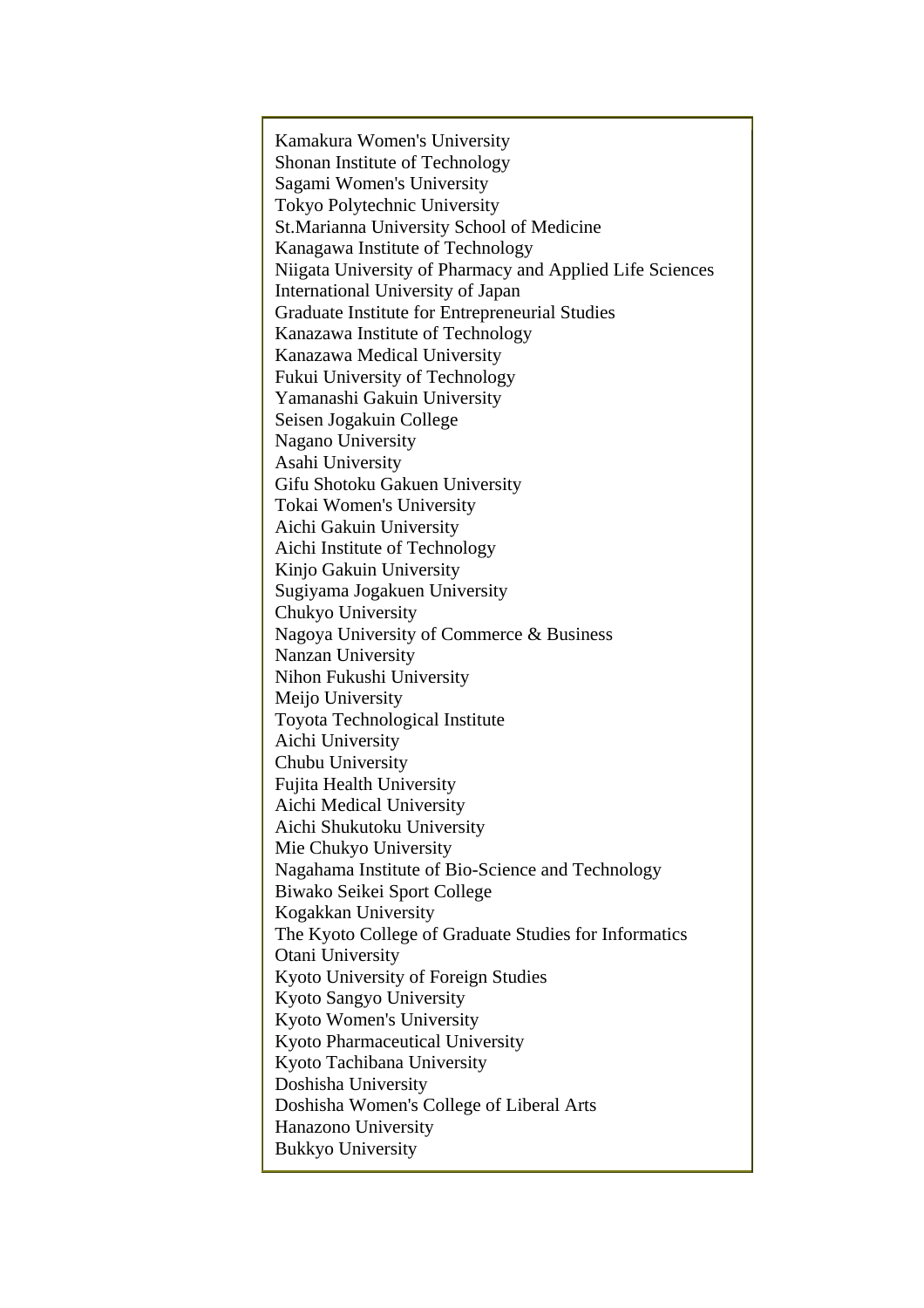Kamakura Women's University
Shonan Institute of Technology
Sagami Women's University
Tokyo Polytechnic University
St.Marianna University School of Medicine
Kanagawa Institute of Technology
Niigata University of Pharmacy and Applied Life Sciences
International University of Japan
Graduate Institute for Entrepreneurial Studies
Kanazawa Institute of Technology
Kanazawa Medical University
Fukui University of Technology
Yamanashi Gakuin University
Seisen Jogakuin College
Nagano University
Asahi University
Gifu Shotoku Gakuen University
Tokai Women's University
Aichi Gakuin University
Aichi Institute of Technology
Kinjo Gakuin University
Sugiyama Jogakuen University
Chukyo University
Nagoya University of Commerce & Business
Nanzan University
Nihon Fukushi University
Meijo University
Toyota Technological Institute
Aichi University
Chubu University
Fujita Health University
Aichi Medical University
Aichi Shukutoku University
Mie Chukyo University
Nagahama Institute of Bio-Science and Technology
Biwako Seikei Sport College
Kogakkan University
The Kyoto College of Graduate Studies for Informatics
Otani University
Kyoto University of Foreign Studies
Kyoto Sangyo University
Kyoto Women's University
Kyoto Pharmaceutical University
Kyoto Tachibana University
Doshisha University
Doshisha Women's College of Liberal Arts
Hanazono University
Bukkyo University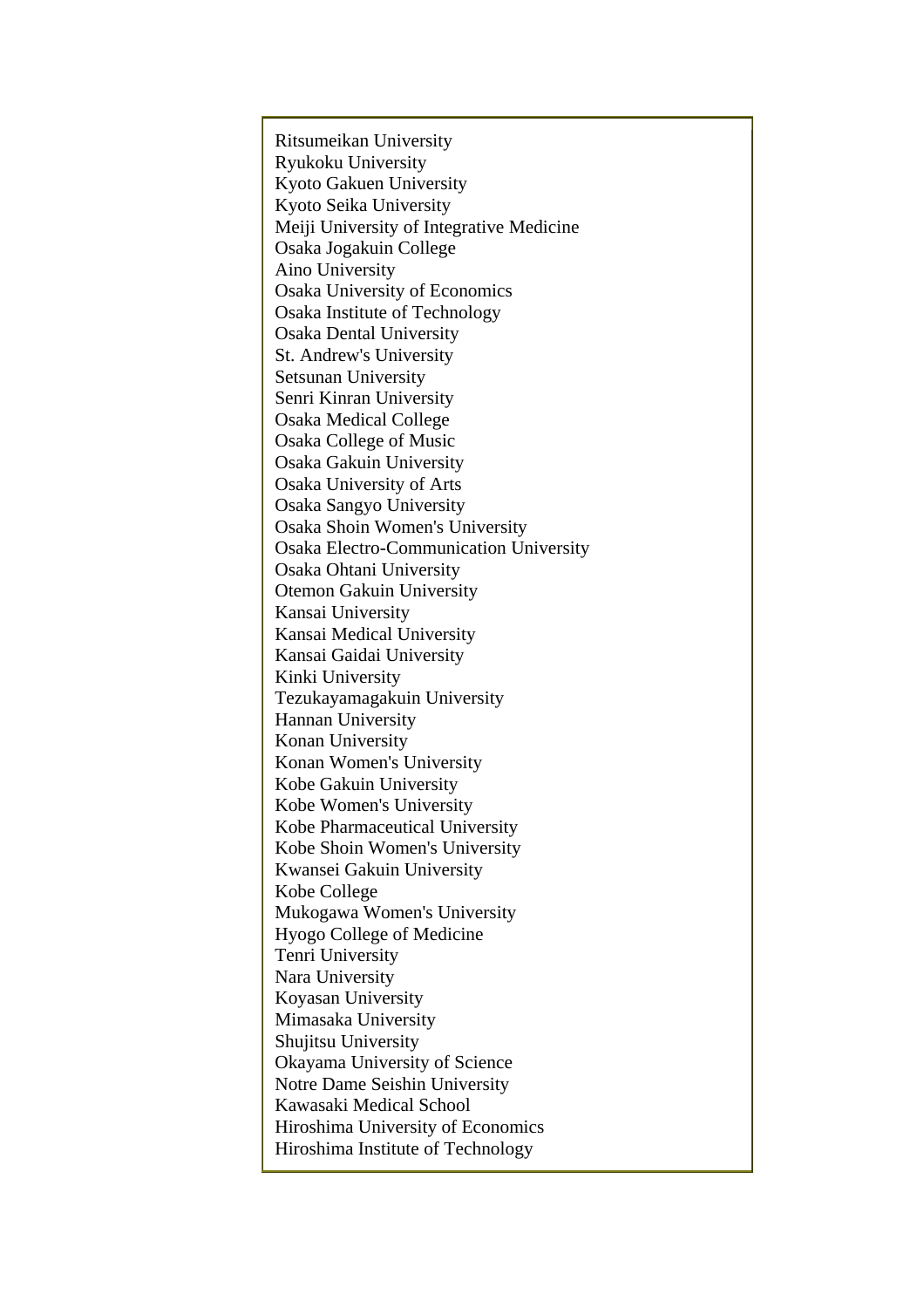Ritsumeikan University
Ryukoku University
Kyoto Gakuen University
Kyoto Seika University
Meiji University of Integrative Medicine
Osaka Jogakuin College
Aino University
Osaka University of Economics
Osaka Institute of Technology
Osaka Dental University
St. Andrew's University
Setsunan University
Senri Kinran University
Osaka Medical College
Osaka College of Music
Osaka Gakuin University
Osaka University of Arts
Osaka Sangyo University
Osaka Shoin Women's University
Osaka Electro-Communication University
Osaka Ohtani University
Otemon Gakuin University
Kansai University
Kansai Medical University
Kansai Gaidai University
Kinki University
Tezukayamagakuin University
Hannan University
Konan University
Konan Women's University
Kobe Gakuin University
Kobe Women's University
Kobe Pharmaceutical University
Kobe Shoin Women's University
Kwansei Gakuin University
Kobe College
Mukogawa Women's University
Hyogo College of Medicine
Tenri University
Nara University
Koyasan University
Mimasaka University
Shujitsu University
Okayama University of Science
Notre Dame Seishin University
Kawasaki Medical School
Hiroshima University of Economics
Hiroshima Institute of Technology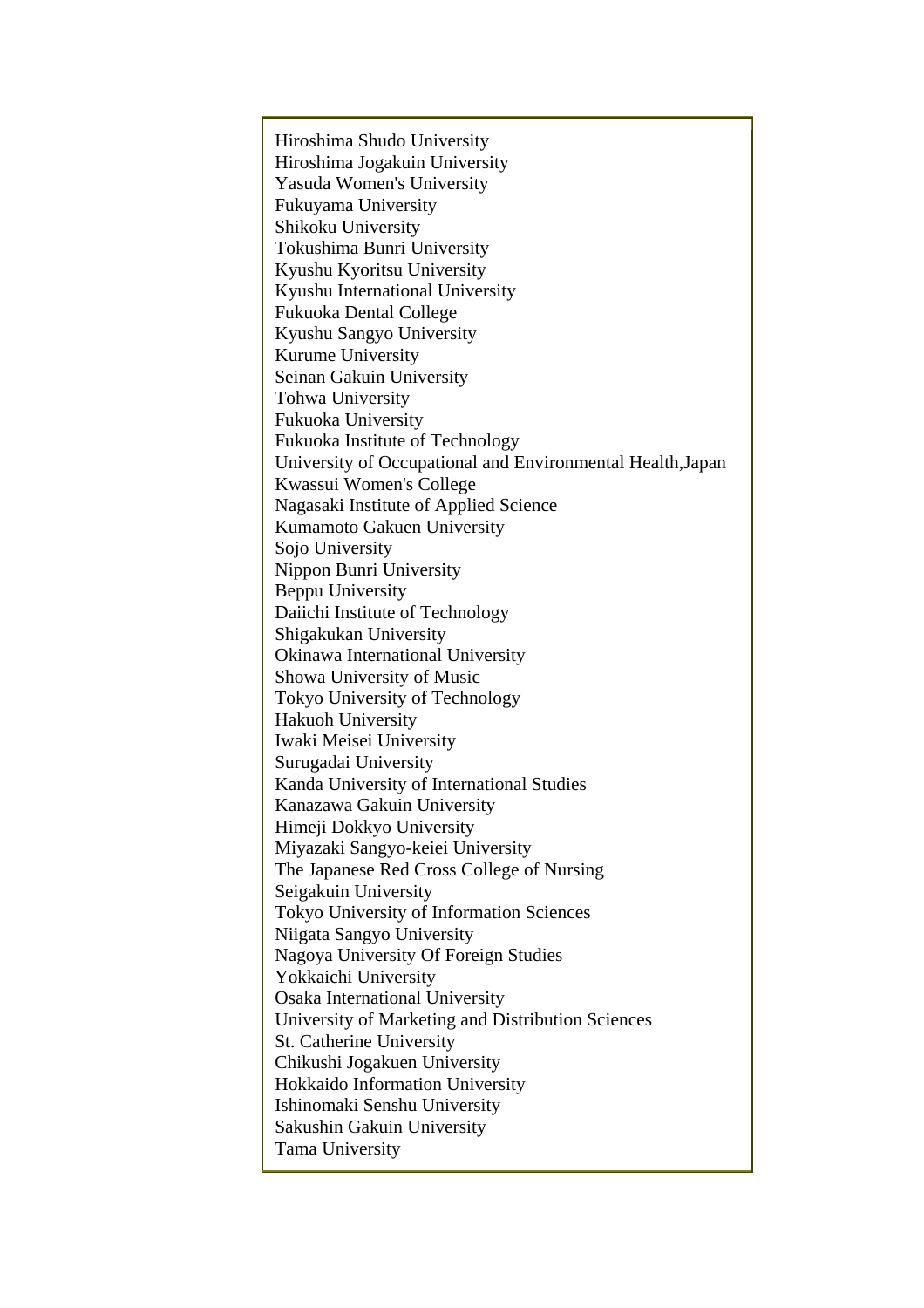Hiroshima Shudo University
Hiroshima Jogakuin University
Yasuda Women's University
Fukuyama University
Shikoku University
Tokushima Bunri University
Kyushu Kyoritsu University
Kyushu International University
Fukuoka Dental College
Kyushu Sangyo University
Kurume University
Seinan Gakuin University
Tohwa University
Fukuoka University
Fukuoka Institute of Technology
University of Occupational and Environmental Health,Japan
Kwassui Women's College
Nagasaki Institute of Applied Science
Kumamoto Gakuen University
Sojo University
Nippon Bunri University
Beppu University
Daiichi Institute of Technology
Shigakukan University
Okinawa International University
Showa University of Music
Tokyo University of Technology
Hakuoh University
Iwaki Meisei University
Surugadai University
Kanda University of International Studies
Kanazawa Gakuin University
Himeji Dokkyo University
Miyazaki Sangyo-keiei University
The Japanese Red Cross College of Nursing
Seigakuin University
Tokyo University of Information Sciences
Niigata Sangyo University
Nagoya University Of Foreign Studies
Yokkaichi University
Osaka International University
University of Marketing and Distribution Sciences
St. Catherine University
Chikushi Jogakuen University
Hokkaido Information University
Ishinomaki Senshu University
Sakushin Gakuin University
Tama University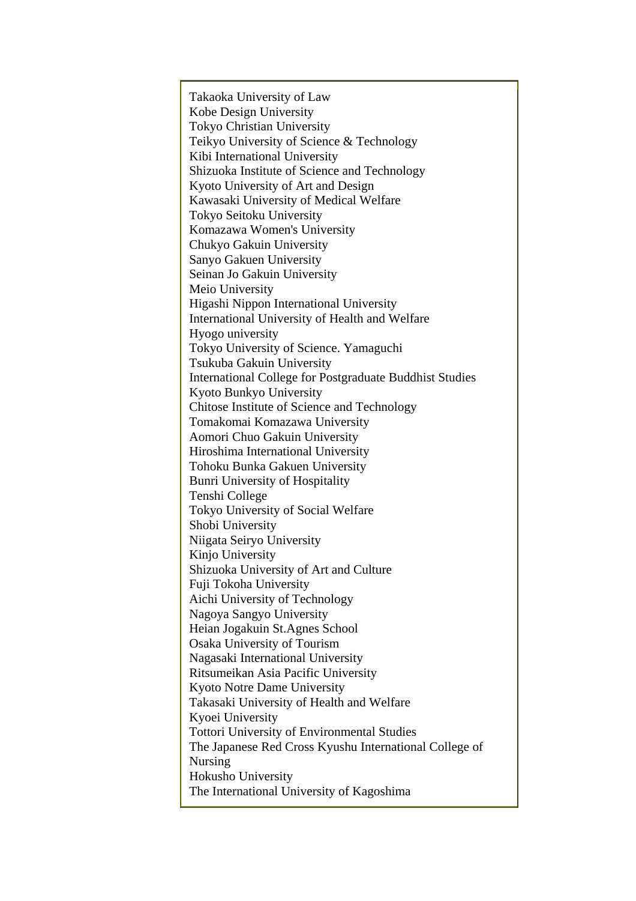Takaoka University of Law
Kobe Design University
Tokyo Christian University
Teikyo University of Science & Technology
Kibi International University
Shizuoka Institute of Science and Technology
Kyoto University of Art and Design
Kawasaki University of Medical Welfare
Tokyo Seitoku University
Komazawa Women's University
Chukyo Gakuin University
Sanyo Gakuen University
Seinan Jo Gakuin University
Meio University
Higashi Nippon International University
International University of Health and Welfare
Hyogo university
Tokyo University of Science. Yamaguchi
Tsukuba Gakuin University
International College for Postgraduate Buddhist Studies
Kyoto Bunkyo University
Chitose Institute of Science and Technology
Tomakomai Komazawa University
Aomori Chuo Gakuin University
Hiroshima International University
Tohoku Bunka Gakuen University
Bunri University of Hospitality
Tenshi College
Tokyo University of Social Welfare
Shobi University
Niigata Seiryo University
Kinjo University
Shizuoka University of Art and Culture
Fuji Tokoha University
Aichi University of Technology
Nagoya Sangyo University
Heian Jogakuin St.Agnes School
Osaka University of Tourism
Nagasaki International University
Ritsumeikan Asia Pacific University
Kyoto Notre Dame University
Takasaki University of Health and Welfare
Kyoei University
Tottori University of Environmental Studies
The Japanese Red Cross Kyushu International College of Nursing
Hokusho University
The International University of Kagoshima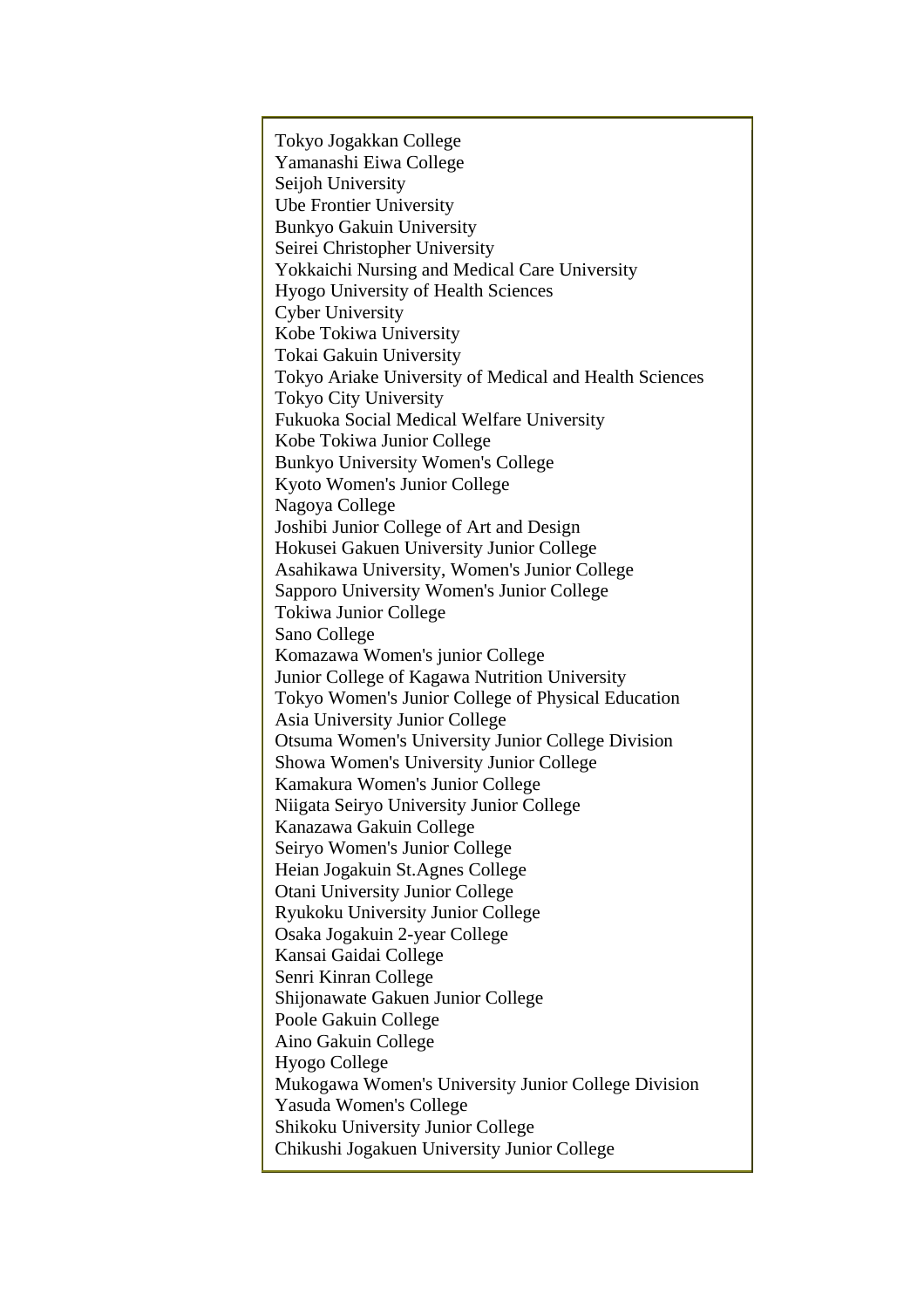Tokyo Jogakkan College
Yamanashi Eiwa College
Seijoh University
Ube Frontier University
Bunkyo Gakuin University
Seirei Christopher University
Yokkaichi Nursing and Medical Care University
Hyogo University of Health Sciences
Cyber University
Kobe Tokiwa University
Tokai Gakuin University
Tokyo Ariake University of Medical and Health Sciences
Tokyo City University
Fukuoka Social Medical Welfare University
Kobe Tokiwa Junior College
Bunkyo University Women's College
Kyoto Women's Junior College
Nagoya College
Joshibi Junior College of Art and Design
Hokusei Gakuen University Junior College
Asahikawa University, Women's Junior College
Sapporo University Women's Junior College
Tokiwa Junior College
Sano College
Komazawa Women's junior College
Junior College of Kagawa Nutrition University
Tokyo Women's Junior College of Physical Education
Asia University Junior College
Otsuma Women's University Junior College Division
Showa Women's University Junior College
Kamakura Women's Junior College
Niigata Seiryo University Junior College
Kanazawa Gakuin College
Seiryo Women's Junior College
Heian Jogakuin St.Agnes College
Otani University Junior College
Ryukoku University Junior College
Osaka Jogakuin 2-year College
Kansai Gaidai College
Senri Kinran College
Shijonawate Gakuen Junior College
Poole Gakuin College
Aino Gakuin College
Hyogo College
Mukogawa Women's University Junior College Division
Yasuda Women's College
Shikoku University Junior College
Chikushi Jogakuen University Junior College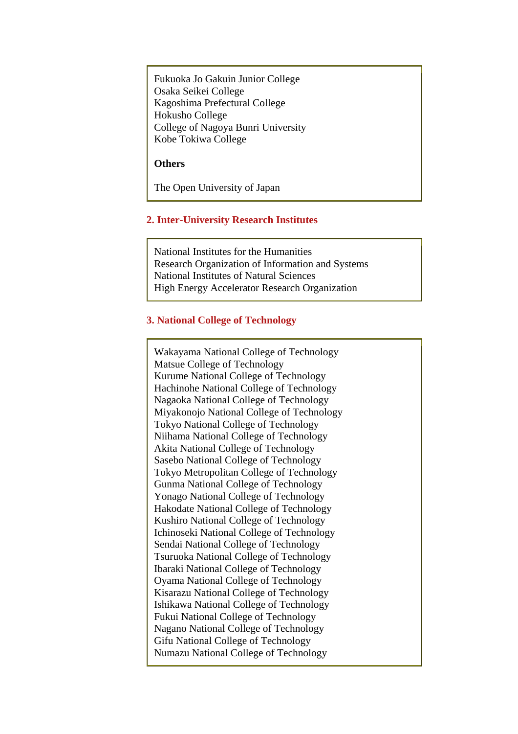Fukuoka Jo Gakuin Junior College
Osaka Seikei College
Kagoshima Prefectural College
Hokusho College
College of Nagoya Bunri University
Kobe Tokiwa College

**Others**

The Open University of Japan

## 2. Inter-University Research Institutes

National Institutes for the Humanities
Research Organization of Information and Systems
National Institutes of Natural Sciences
High Energy Accelerator Research Organization

## 3. National College of Technology

Wakayama National College of Technology
Matsue College of Technology
Kurume National College of Technology
Hachinohe National College of Technology
Nagaoka National College of Technology
Miyakonojo National College of Technology
Tokyo National College of Technology
Niihama National College of Technology
Akita National College of Technology
Sasebo National College of Technology
Tokyo Metropolitan College of Technology
Gunma National College of Technology
Yonago National College of Technology
Hakodate National College of Technology
Kushiro National College of Technology
Ichinoseki National College of Technology
Sendai National College of Technology
Tsuruoka National College of Technology
Ibaraki National College of Technology
Oyama National College of Technology
Kisarazu National College of Technology
Ishikawa National College of Technology
Fukui National College of Technology
Nagano National College of Technology
Gifu National College of Technology
Numazu National College of Technology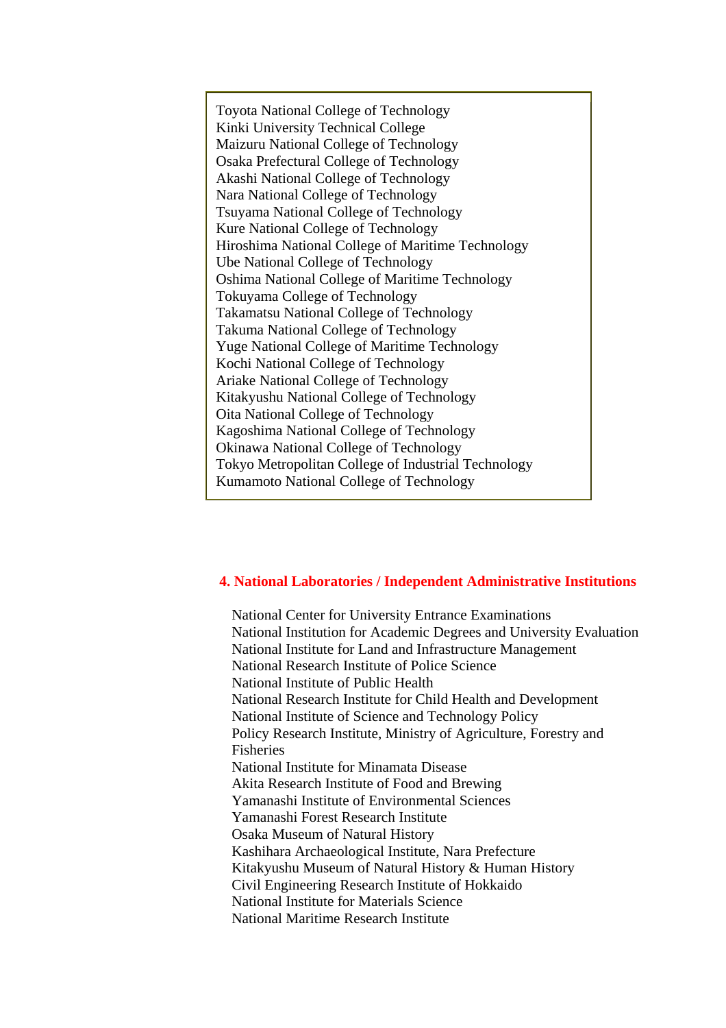Toyota National College of Technology
Kinki University Technical College
Maizuru National College of Technology
Osaka Prefectural College of Technology
Akashi National College of Technology
Nara National College of Technology
Tsuyama National College of Technology
Kure National College of Technology
Hiroshima National College of Maritime Technology
Ube National College of Technology
Oshima National College of Maritime Technology
Tokuyama College of Technology
Takamatsu National College of Technology
Takuma National College of Technology
Yuge National College of Maritime Technology
Kochi National College of Technology
Ariake National College of Technology
Kitakyushu National College of Technology
Oita National College of Technology
Kagoshima National College of Technology
Okinawa National College of Technology
Tokyo Metropolitan College of Industrial Technology
Kumamoto National College of Technology

## 4. National Laboratories / Independent Administrative Institutions

National Center for University Entrance Examinations
National Institution for Academic Degrees and University Evaluation
National Institute for Land and Infrastructure Management
National Research Institute of Police Science
National Institute of Public Health
National Research Institute for Child Health and Development
National Institute of Science and Technology Policy
Policy Research Institute, Ministry of Agriculture, Forestry and Fisheries
National Institute for Minamata Disease
Akita Research Institute of Food and Brewing
Yamanashi Institute of Environmental Sciences
Yamanashi Forest Research Institute
Osaka Museum of Natural History
Kashihara Archaeological Institute, Nara Prefecture
Kitakyushu Museum of Natural History & Human History
Civil Engineering Research Institute of Hokkaido
National Institute for Materials Science
National Maritime Research Institute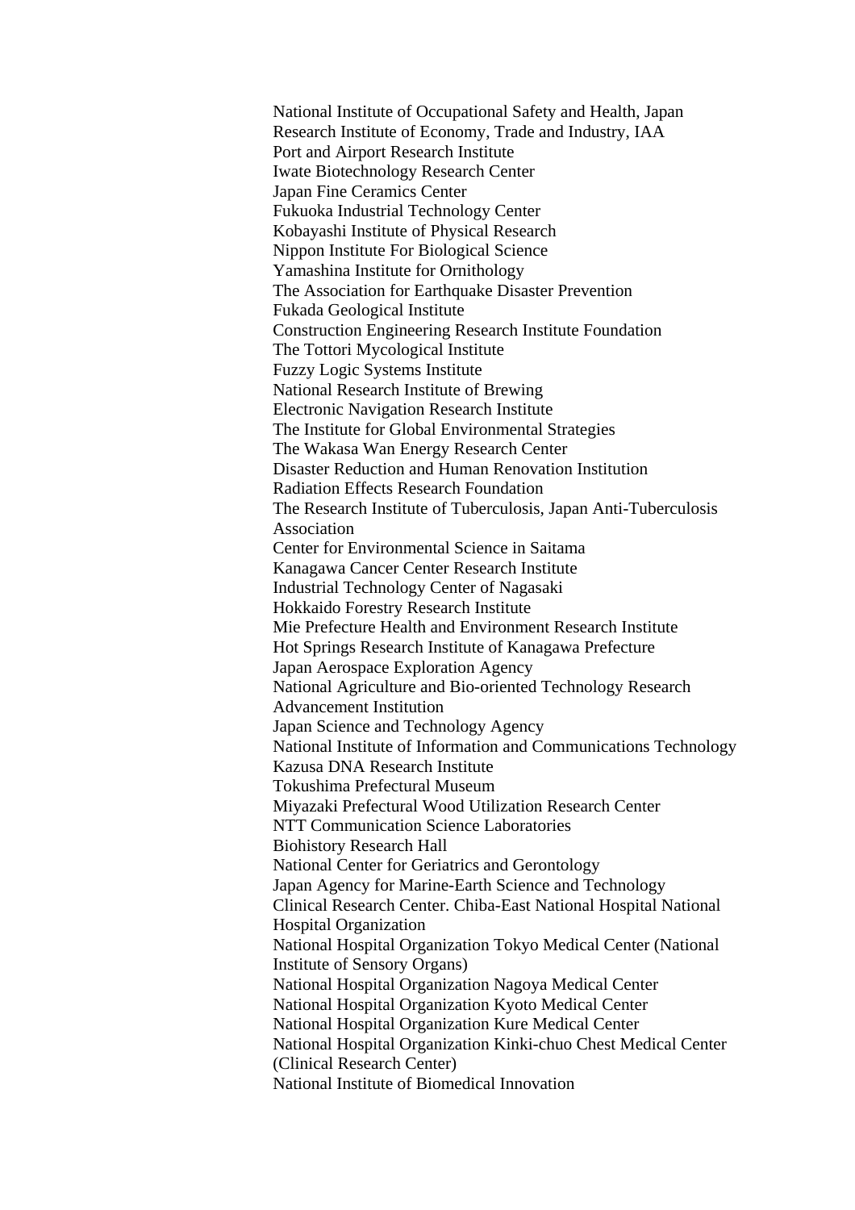National Institute of Occupational Safety and Health, Japan
Research Institute of Economy, Trade and Industry, IAA
Port and Airport Research Institute
Iwate Biotechnology Research Center
Japan Fine Ceramics Center
Fukuoka Industrial Technology Center
Kobayashi Institute of Physical Research
Nippon Institute For Biological Science
Yamashina Institute for Ornithology
The Association for Earthquake Disaster Prevention
Fukada Geological Institute
Construction Engineering Research Institute Foundation
The Tottori Mycological Institute
Fuzzy Logic Systems Institute
National Research Institute of Brewing
Electronic Navigation Research Institute
The Institute for Global Environmental Strategies
The Wakasa Wan Energy Research Center
Disaster Reduction and Human Renovation Institution
Radiation Effects Research Foundation
The Research Institute of Tuberculosis, Japan Anti-Tuberculosis Association
Center for Environmental Science in Saitama
Kanagawa Cancer Center Research Institute
Industrial Technology Center of Nagasaki
Hokkaido Forestry Research Institute
Mie Prefecture Health and Environment Research Institute
Hot Springs Research Institute of Kanagawa Prefecture
Japan Aerospace Exploration Agency
National Agriculture and Bio-oriented Technology Research Advancement Institution
Japan Science and Technology Agency
National Institute of Information and Communications Technology
Kazusa DNA Research Institute
Tokushima Prefectural Museum
Miyazaki Prefectural Wood Utilization Research Center
NTT Communication Science Laboratories
Biohistory Research Hall
National Center for Geriatrics and Gerontology
Japan Agency for Marine-Earth Science and Technology
Clinical Research Center. Chiba-East National Hospital National Hospital Organization
National Hospital Organization Tokyo Medical Center (National Institute of Sensory Organs)
National Hospital Organization Nagoya Medical Center
National Hospital Organization Kyoto Medical Center
National Hospital Organization Kure Medical Center
National Hospital Organization Kinki-chuo Chest Medical Center (Clinical Research Center)
National Institute of Biomedical Innovation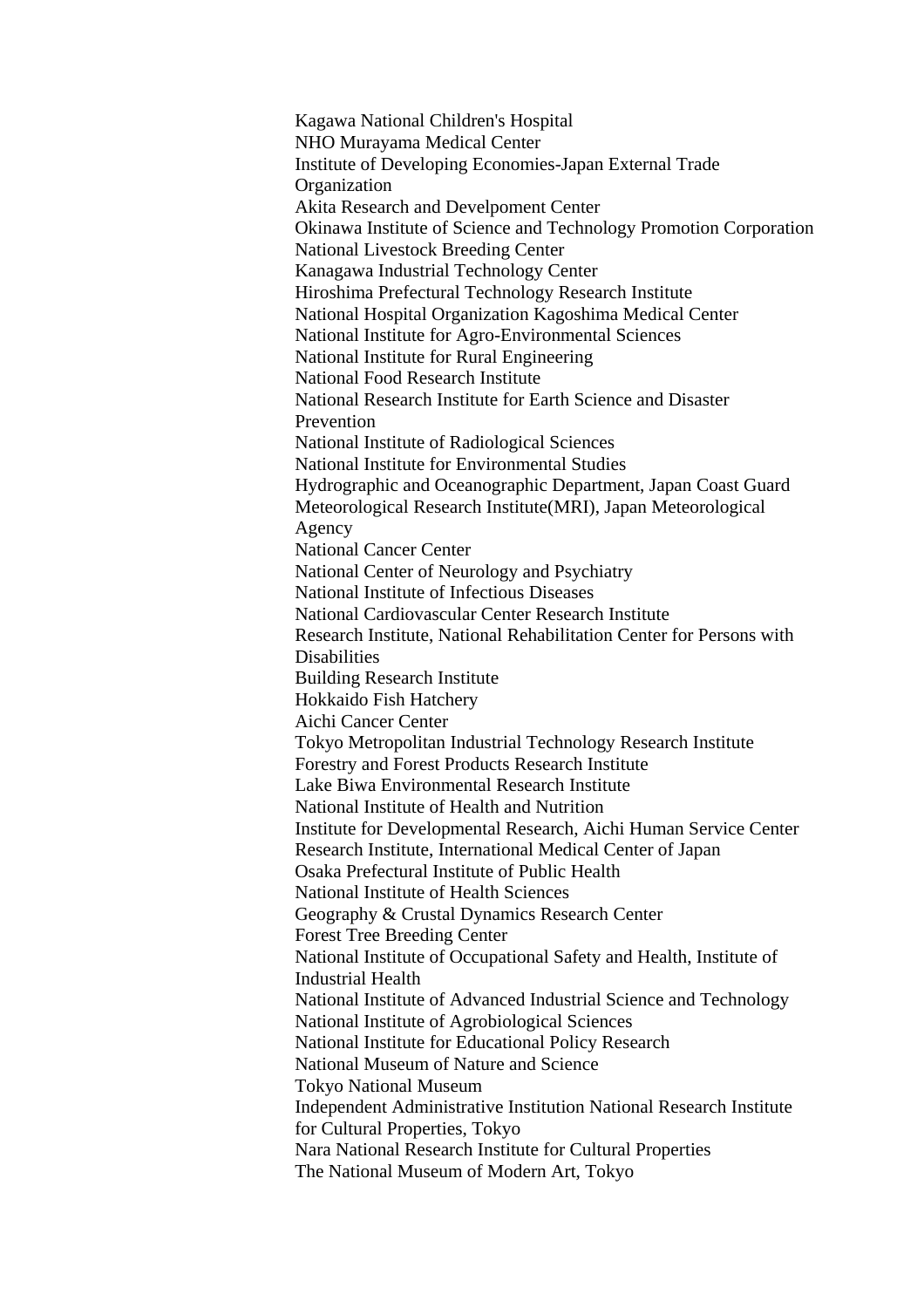Kagawa National Children's Hospital
NHO Murayama Medical Center
Institute of Developing Economies-Japan External Trade Organization
Akita Research and Develpoment Center
Okinawa Institute of Science and Technology Promotion Corporation
National Livestock Breeding Center
Kanagawa Industrial Technology Center
Hiroshima Prefectural Technology Research Institute
National Hospital Organization Kagoshima Medical Center
National Institute for Agro-Environmental Sciences
National Institute for Rural Engineering
National Food Research Institute
National Research Institute for Earth Science and Disaster Prevention
National Institute of Radiological Sciences
National Institute for Environmental Studies
Hydrographic and Oceanographic Department, Japan Coast Guard
Meteorological Research Institute(MRI), Japan Meteorological Agency
National Cancer Center
National Center of Neurology and Psychiatry
National Institute of Infectious Diseases
National Cardiovascular Center Research Institute
Research Institute, National Rehabilitation Center for Persons with Disabilities
Building Research Institute
Hokkaido Fish Hatchery
Aichi Cancer Center
Tokyo Metropolitan Industrial Technology Research Institute
Forestry and Forest Products Research Institute
Lake Biwa Environmental Research Institute
National Institute of Health and Nutrition
Institute for Developmental Research, Aichi Human Service Center
Research Institute, International Medical Center of Japan
Osaka Prefectural Institute of Public Health
National Institute of Health Sciences
Geography & Crustal Dynamics Research Center
Forest Tree Breeding Center
National Institute of Occupational Safety and Health, Institute of Industrial Health
National Institute of Advanced Industrial Science and Technology
National Institute of Agrobiological Sciences
National Institute for Educational Policy Research
National Museum of Nature and Science
Tokyo National Museum
Independent Administrative Institution National Research Institute for Cultural Properties, Tokyo
Nara National Research Institute for Cultural Properties
The National Museum of Modern Art, Tokyo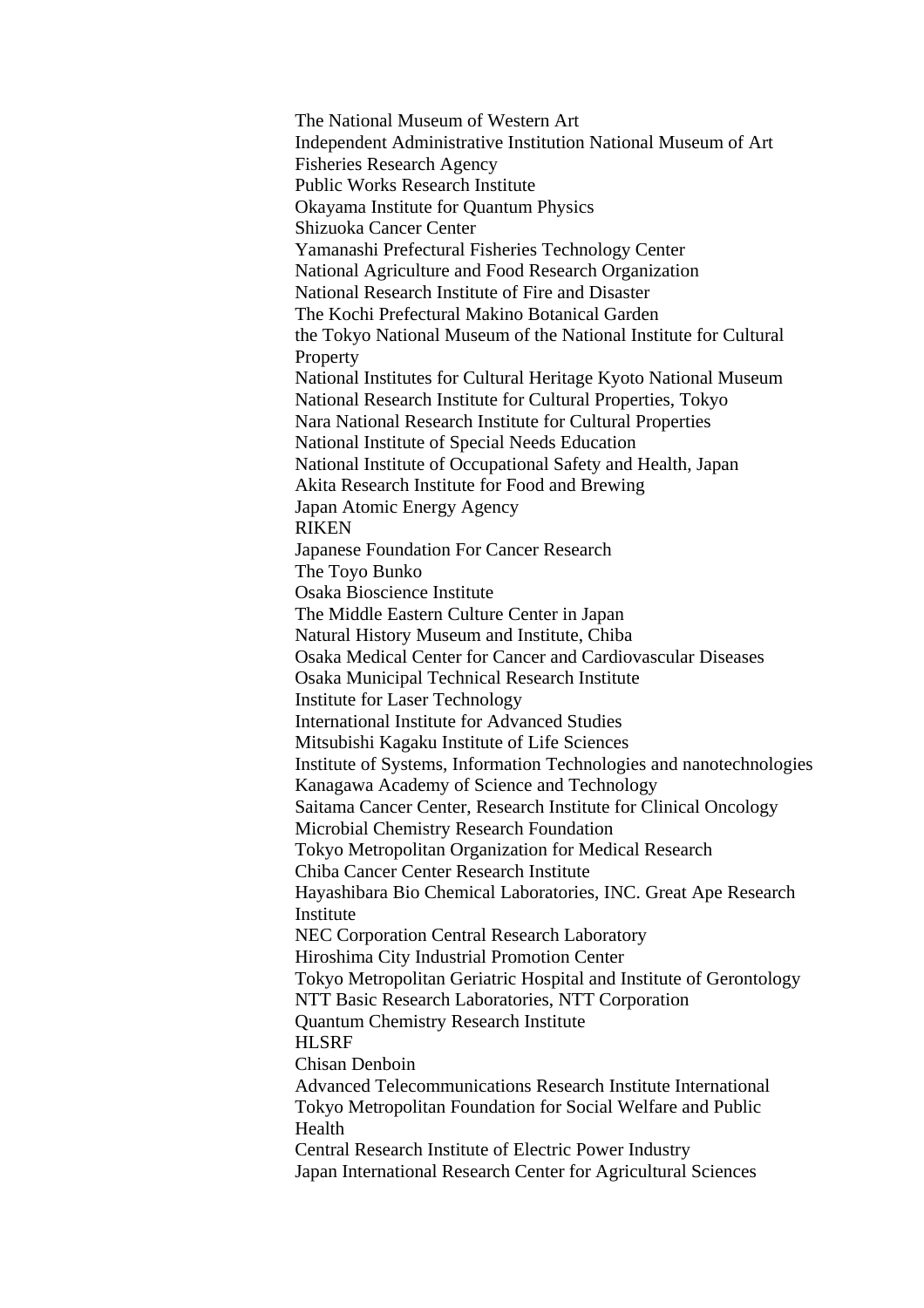The National Museum of Western Art
Independent Administrative Institution National Museum of Art
Fisheries Research Agency
Public Works Research Institute
Okayama Institute for Quantum Physics
Shizuoka Cancer Center
Yamanashi Prefectural Fisheries Technology Center
National Agriculture and Food Research Organization
National Research Institute of Fire and Disaster
The Kochi Prefectural Makino Botanical Garden
the Tokyo National Museum of the National Institute for Cultural Property
National Institutes for Cultural Heritage Kyoto National Museum
National Research Institute for Cultural Properties, Tokyo
Nara National Research Institute for Cultural Properties
National Institute of Special Needs Education
National Institute of Occupational Safety and Health, Japan
Akita Research Institute for Food and Brewing
Japan Atomic Energy Agency
RIKEN
Japanese Foundation For Cancer Research
The Toyo Bunko
Osaka Bioscience Institute
The Middle Eastern Culture Center in Japan
Natural History Museum and Institute, Chiba
Osaka Medical Center for Cancer and Cardiovascular Diseases
Osaka Municipal Technical Research Institute
Institute for Laser Technology
International Institute for Advanced Studies
Mitsubishi Kagaku Institute of Life Sciences
Institute of Systems, Information Technologies and nanotechnologies
Kanagawa Academy of Science and Technology
Saitama Cancer Center, Research Institute for Clinical Oncology
Microbial Chemistry Research Foundation
Tokyo Metropolitan Organization for Medical Research
Chiba Cancer Center Research Institute
Hayashibara Bio Chemical Laboratories, INC. Great Ape Research Institute
NEC Corporation Central Research Laboratory
Hiroshima City Industrial Promotion Center
Tokyo Metropolitan Geriatric Hospital and Institute of Gerontology
NTT Basic Research Laboratories, NTT Corporation
Quantum Chemistry Research Institute
HLSRF
Chisan Denboin
Advanced Telecommunications Research Institute International
Tokyo Metropolitan Foundation for Social Welfare and Public Health
Central Research Institute of Electric Power Industry
Japan International Research Center for Agricultural Sciences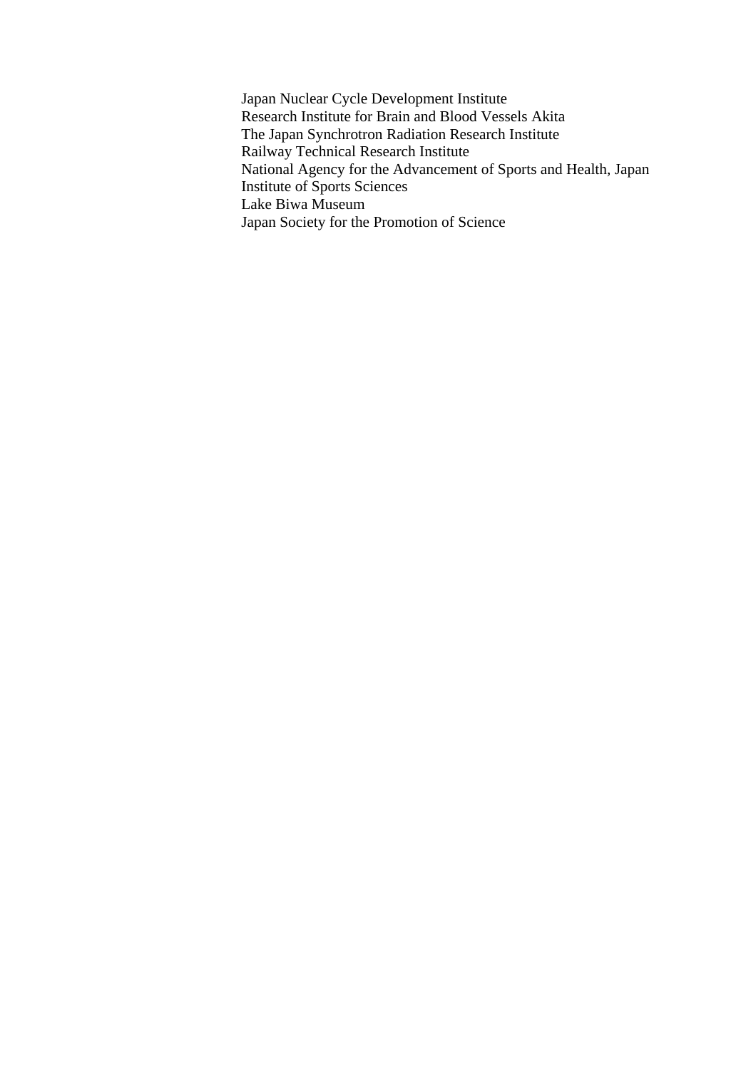Japan Nuclear Cycle Development Institute
Research Institute for Brain and Blood Vessels Akita
The Japan Synchrotron Radiation Research Institute
Railway Technical Research Institute
National Agency for the Advancement of Sports and Health, Japan
Institute of Sports Sciences
Lake Biwa Museum
Japan Society for the Promotion of Science